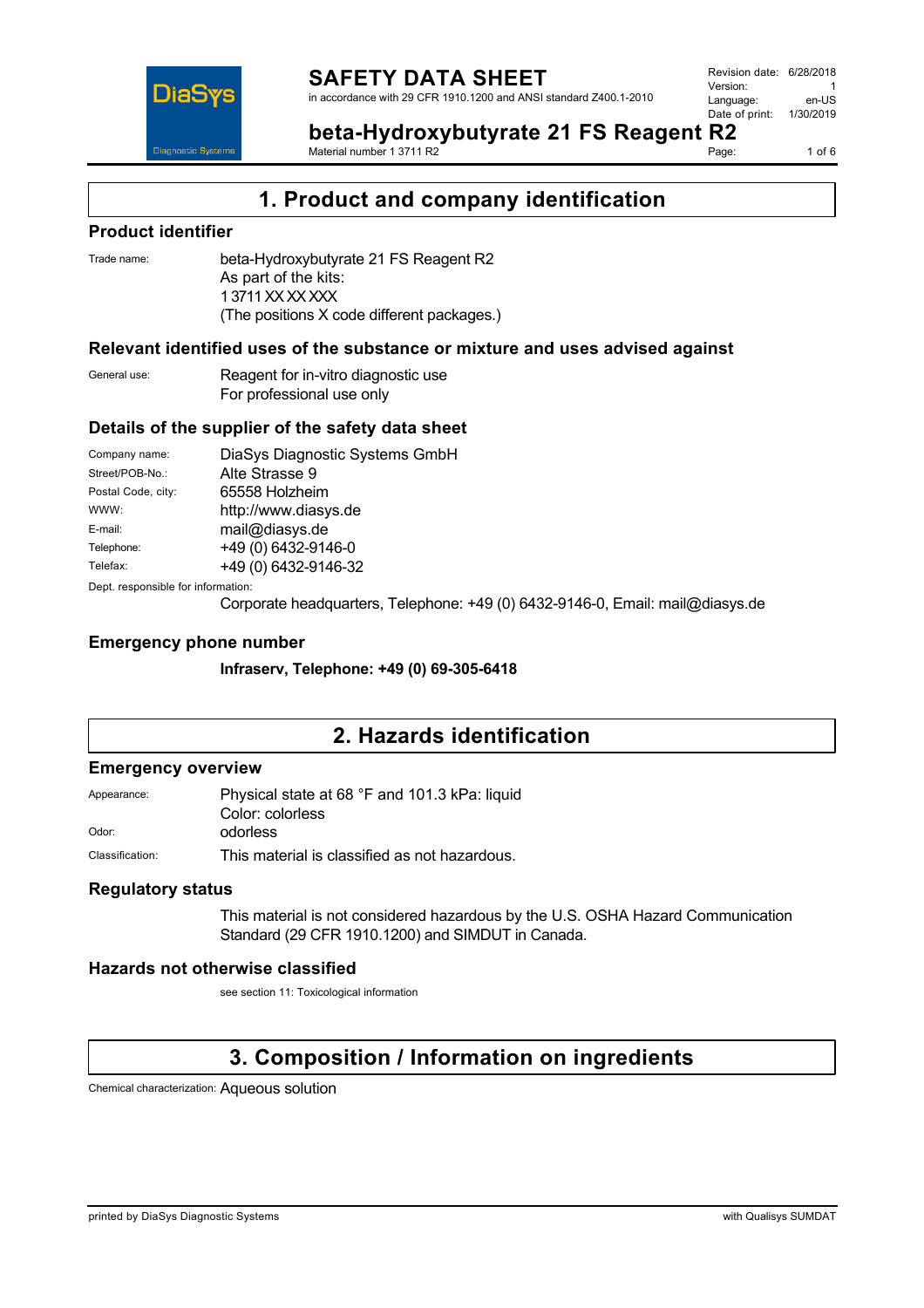# 1. Product and company identification

## Product identifier

Trade name: beta-Hydroxybutyrate 21 FS Reagent R2
As part of the kits:
1 3711 XX XX XXX
(The positions X code different packages.)

## Relevant identified uses of the substance or mixture and uses advised against

General use: Reagent for in-vitro diagnostic use
For professional use only

## Details of the supplier of the safety data sheet

| | |
|---|---|
| Company name: | DiaSys Diagnostic Systems GmbH |
| Street/POB-No.: | Alte Strasse 9 |
| Postal Code, city: | 65558 Holzheim |
| WWW: | http://www.diasys.de |
| E-mail: | mail@diasys.de |
| Telephone: | +49 (0) 6432-9146-0 |
| Telefax: | +49 (0) 6432-9146-32 |

Dept. responsible for information:
Corporate headquarters, Telephone: +49 (0) 6432-9146-0, Email: mail@diasys.de

## Emergency phone number

**Infraserv, Telephone: +49 (0) 69-305-6418**

# 2. Hazards identification

## Emergency overview

Appearance: Physical state at 68 °F and 101.3 kPa: liquid
Color: colorless

Odor: odorless

Classification: This material is classified as not hazardous.

## Regulatory status

This material is not considered hazardous by the U.S. OSHA Hazard Communication Standard (29 CFR 1910.1200) and SIMDUT in Canada.

## Hazards not otherwise classified

see section 11: Toxicological information

# 3. Composition / Information on ingredients

Chemical characterization: Aqueous solution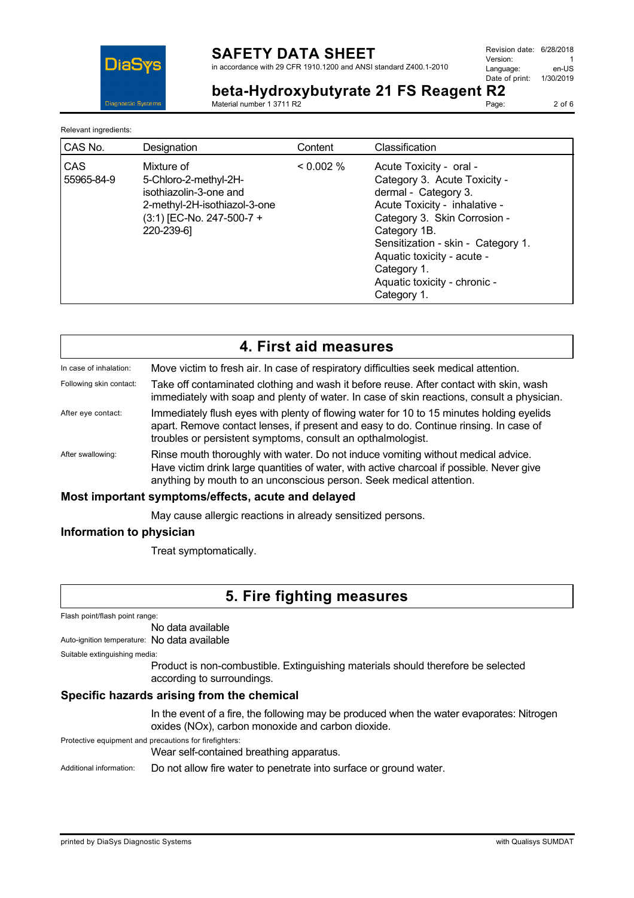Relevant ingredients:

| CAS No. | Designation | Content | Classification |
|---|---|---|---|
| CAS 55965-84-9 | Mixture of 5-Chloro-2-methyl-2H-isothiazolin-3-one and 2-methyl-2H-isothiazol-3-one (3:1) [EC-No. 247-500-7 + 220-239-6] | < 0.002 % | Acute Toxicity - oral - Category 3. Acute Toxicity - dermal - Category 3. Acute Toxicity - inhalative - Category 3. Skin Corrosion - Category 1B. Sensitization - skin - Category 1. Aquatic toxicity - acute - Category 1. Aquatic toxicity - chronic - Category 1. |

## 4. First aid measures

In case of inhalation: Move victim to fresh air. In case of respiratory difficulties seek medical attention.

Following skin contact: Take off contaminated clothing and wash it before reuse. After contact with skin, wash immediately with soap and plenty of water. In case of skin reactions, consult a physician.

After eye contact: Immediately flush eyes with plenty of flowing water for 10 to 15 minutes holding eyelids apart. Remove contact lenses, if present and easy to do. Continue rinsing. In case of troubles or persistent symptoms, consult an opthalmologist.

After swallowing: Rinse mouth thoroughly with water. Do not induce vomiting without medical advice. Have victim drink large quantities of water, with active charcoal if possible. Never give anything by mouth to an unconscious person. Seek medical attention.

### Most important symptoms/effects, acute and delayed

May cause allergic reactions in already sensitized persons.

### Information to physician

Treat symptomatically.

## 5. Fire fighting measures

Flash point/flash point range:

No data available

Auto-ignition temperature: No data available

Suitable extinguishing media:

Product is non-combustible. Extinguishing materials should therefore be selected according to surroundings.

### Specific hazards arising from the chemical

In the event of a fire, the following may be produced when the water evaporates: Nitrogen oxides (NOx), carbon monoxide and carbon dioxide.

Protective equipment and precautions for firefighters:

Wear self-contained breathing apparatus.

Additional information: Do not allow fire water to penetrate into surface or ground water.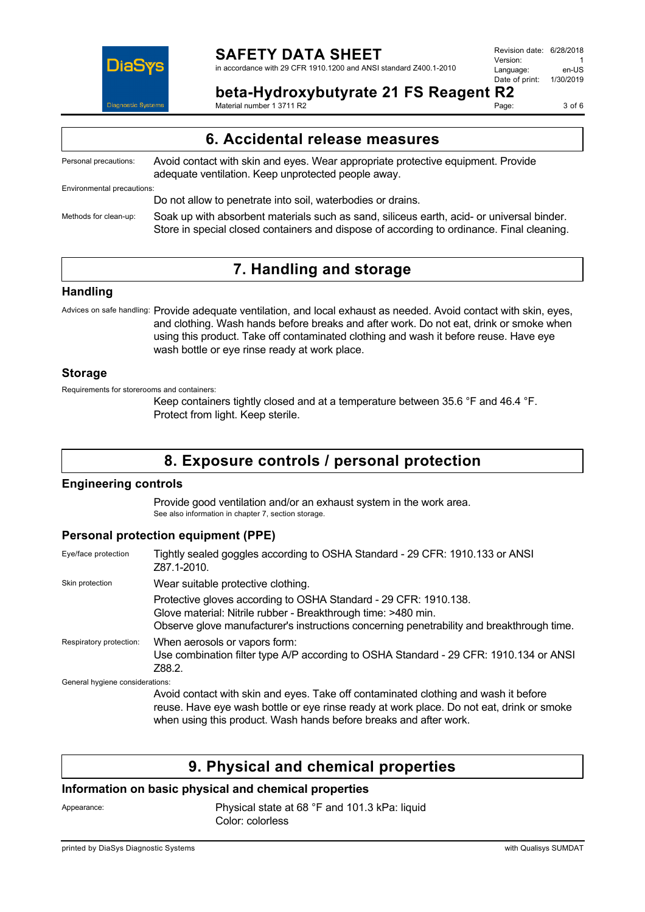## 6. Accidental release measures

Personal precautions: Avoid contact with skin and eyes. Wear appropriate protective equipment. Provide adequate ventilation. Keep unprotected people away.

Environmental precautions:

Do not allow to penetrate into soil, waterbodies or drains.

Methods for clean-up: Soak up with absorbent materials such as sand, siliceus earth, acid- or universal binder. Store in special closed containers and dispose of according to ordinance. Final cleaning.

## 7. Handling and storage

### Handling

Advices on safe handling: Provide adequate ventilation, and local exhaust as needed. Avoid contact with skin, eyes, and clothing. Wash hands before breaks and after work. Do not eat, drink or smoke when using this product. Take off contaminated clothing and wash it before reuse. Have eye wash bottle or eye rinse ready at work place.

### Storage

Requirements for storerooms and containers:

Keep containers tightly closed and at a temperature between 35.6 °F and 46.4 °F. Protect from light. Keep sterile.

## 8. Exposure controls / personal protection

### Engineering controls

Provide good ventilation and/or an exhaust system in the work area.
See also information in chapter 7, section storage.

### Personal protection equipment (PPE)

Eye/face protection: Tightly sealed goggles according to OSHA Standard - 29 CFR: 1910.133 or ANSI Z87.1-2010.

Skin protection: Wear suitable protective clothing.

Protective gloves according to OSHA Standard - 29 CFR: 1910.138.
Glove material: Nitrile rubber - Breakthrough time: >480 min.
Observe glove manufacturer's instructions concerning penetrability and breakthrough time.

Respiratory protection: When aerosols or vapors form:
Use combination filter type A/P according to OSHA Standard - 29 CFR: 1910.134 or ANSI Z88.2.

General hygiene considerations:

Avoid contact with skin and eyes. Take off contaminated clothing and wash it before reuse. Have eye wash bottle or eye rinse ready at work place. Do not eat, drink or smoke when using this product. Wash hands before breaks and after work.

## 9. Physical and chemical properties

### Information on basic physical and chemical properties

Appearance: Physical state at 68 °F and 101.3 kPa: liquid
Color: colorless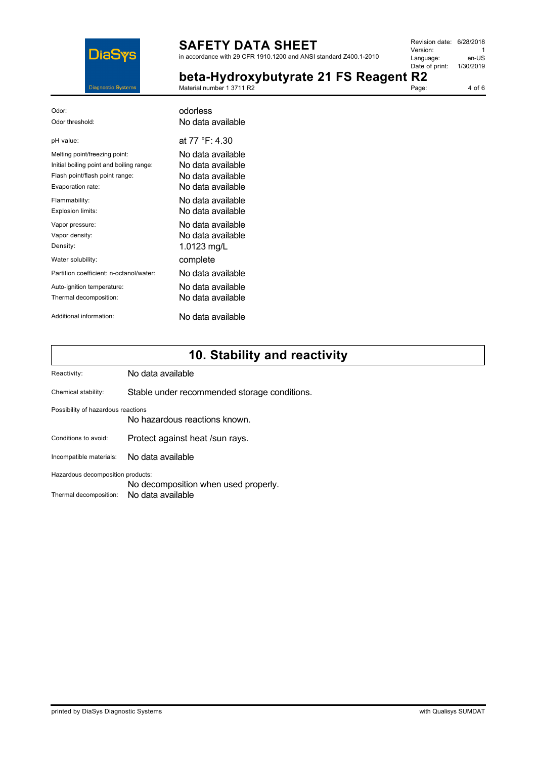| | |
|---|---|
| Odor: | odorless |
| Odor threshold: | No data available |
| pH value: | at 77 °F: 4.30 |
| Melting point/freezing point: | No data available |
| Initial boiling point and boiling range: | No data available |
| Flash point/flash point range: | No data available |
| Evaporation rate: | No data available |
| Flammability: | No data available |
| Explosion limits: | No data available |
| Vapor pressure: | No data available |
| Vapor density: | No data available |
| Density: | 1.0123 mg/L |
| Water solubility: | complete |
| Partition coefficient: n-octanol/water: | No data available |
| Auto-ignition temperature: | No data available |
| Thermal decomposition: | No data available |
| Additional information: | No data available |

## 10. Stability and reactivity

Reactivity: No data available

Chemical stability: Stable under recommended storage conditions.

Possibility of hazardous reactions

No hazardous reactions known.

Conditions to avoid: Protect against heat /sun rays.

Incompatible materials: No data available

Hazardous decomposition products:

No decomposition when used properly.

Thermal decomposition: No data available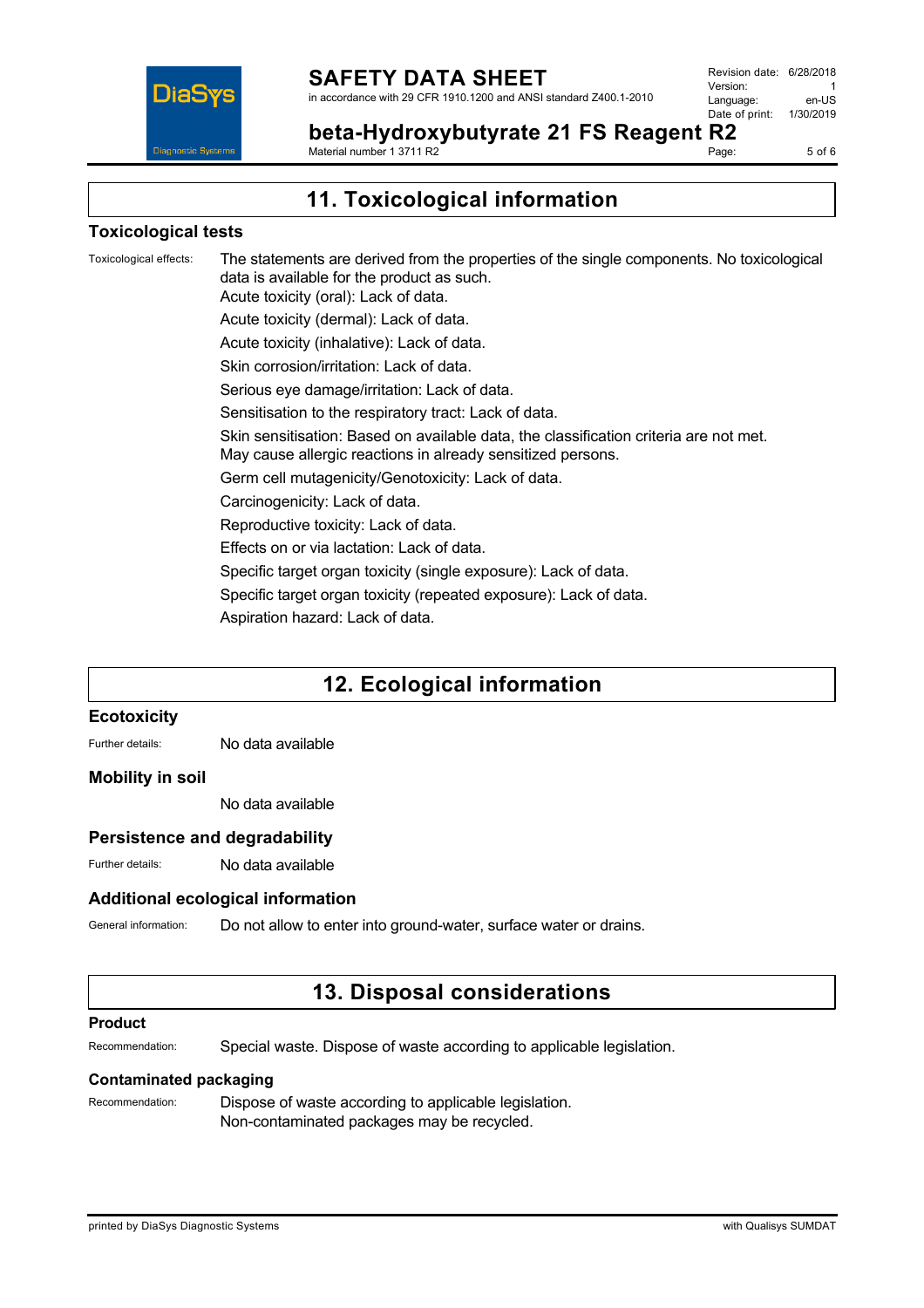## 11. Toxicological information

### Toxicological tests

Toxicological effects: The statements are derived from the properties of the single components. No toxicological data is available for the product as such.

Acute toxicity (oral): Lack of data.

Acute toxicity (dermal): Lack of data.

Acute toxicity (inhalative): Lack of data.

Skin corrosion/irritation: Lack of data.

Serious eye damage/irritation: Lack of data.

Sensitisation to the respiratory tract: Lack of data.

Skin sensitisation: Based on available data, the classification criteria are not met. May cause allergic reactions in already sensitized persons.

Germ cell mutagenicity/Genotoxicity: Lack of data.

Carcinogenicity: Lack of data.

Reproductive toxicity: Lack of data.

Effects on or via lactation: Lack of data.

Specific target organ toxicity (single exposure): Lack of data.

Specific target organ toxicity (repeated exposure): Lack of data.

Aspiration hazard: Lack of data.

## 12. Ecological information

### Ecotoxicity

Further details: No data available

### Mobility in soil

No data available

### Persistence and degradability

Further details: No data available

### Additional ecological information

General information: Do not allow to enter into ground-water, surface water or drains.

## 13. Disposal considerations

### Product

Recommendation: Special waste. Dispose of waste according to applicable legislation.

### Contaminated packaging

Recommendation: Dispose of waste according to applicable legislation.
Non-contaminated packages may be recycled.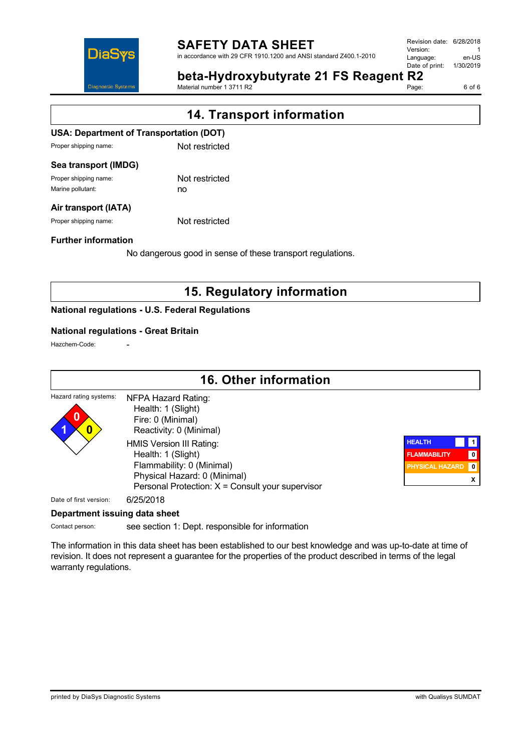## 14. Transport information

### USA: Department of Transportation (DOT)

Proper shipping name: Not restricted

### Sea transport (IMDG)

Proper shipping name: Not restricted

Marine pollutant: no

### Air transport (IATA)

Proper shipping name: Not restricted

### Further information

No dangerous good in sense of these transport regulations.

## 15. Regulatory information

### National regulations - U.S. Federal Regulations

### National regulations - Great Britain

Hazchem-Code: -

## 16. Other information

Hazard rating systems:

NFPA Hazard Rating:
- Health: 1 (Slight)
- Fire: 0 (Minimal)
- Reactivity: 0 (Minimal)

HMIS Version III Rating:
- Health: 1 (Slight)
- Flammability: 0 (Minimal)
- Physical Hazard: 0 (Minimal)
- Personal Protection: X = Consult your supervisor

| | |
|---|---|
| HEALTH | 1 |
| FLAMMABILITY | 0 |
| PHYSICAL HAZARD | 0 |
| | X |

Date of first version: 6/25/2018

### Department issuing data sheet

Contact person: see section 1: Dept. responsible for information

The information in this data sheet has been established to our best knowledge and was up-to-date at time of revision. It does not represent a guarantee for the properties of the product described in terms of the legal warranty regulations.